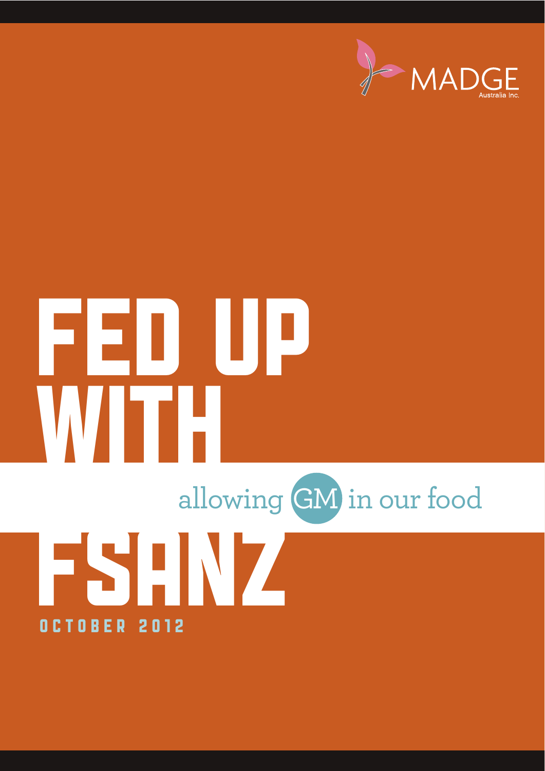MADGE Australia Inc.

# FED UP WITH FSANZ

## allowing GM in our food

OCTOBER 2012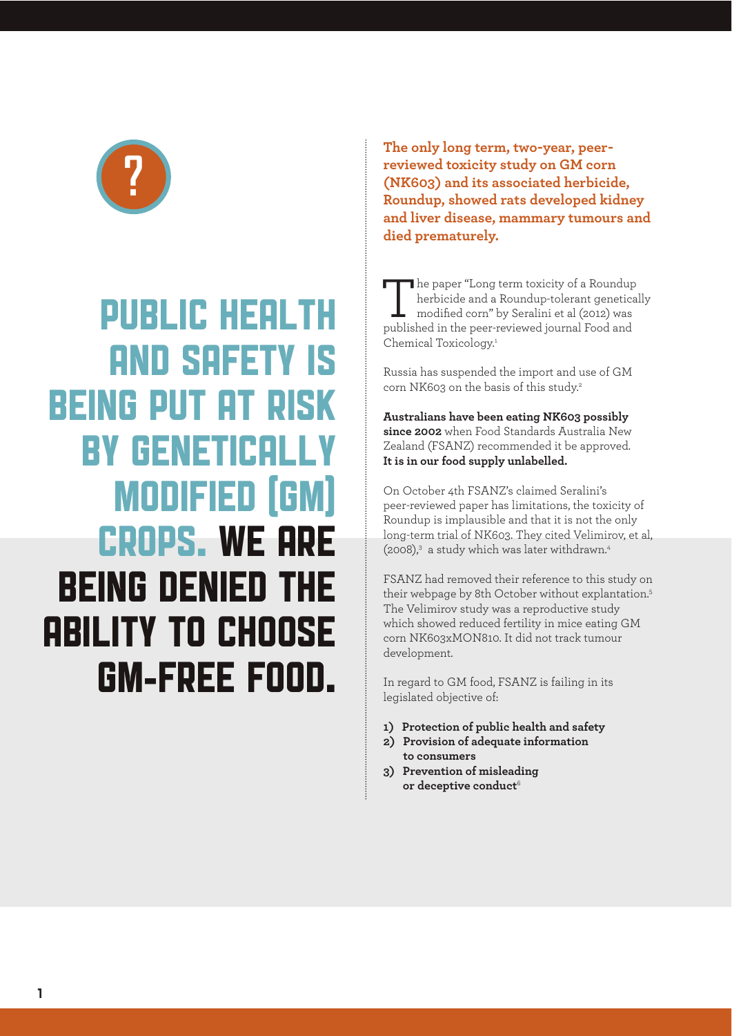# PUBLIC HEALTH AND SAFETY IS BEING PUT AT RISK BY GENETICALLY MODIFIED (GM) CROPS. WE ARE BEING DENIED THE ABILITY TO CHOOSE GM-FREE FOOD.

**The only long term, two-year, peer-reviewed toxicity study on GM corn (NK603) and its associated herbicide, Roundup, showed rats developed kidney and liver disease, mammary tumours and died prematurely.**

The paper "Long term toxicity of a Roundup herbicide and a Roundup-tolerant genetically modified corn" by Seralini et al (2012) was published in the peer-reviewed journal Food and Chemical Toxicology.[1]

Russia has suspended the import and use of GM corn NK603 on the basis of this study.[2]

**Australians have been eating NK603 possibly since 2002** when Food Standards Australia New Zealand (FSANZ) recommended it be approved. **It is in our food supply unlabelled.**

On October 4th FSANZ's claimed Seralini's peer-reviewed paper has limitations, the toxicity of Roundup is implausible and that it is not the only long-term trial of NK603. They cited Velimirov, et al, (2008),[3] a study which was later withdrawn.[4]

FSANZ had removed their reference to this study on their webpage by 8th October without explantation.[5] The Velimirov study was a reproductive study which showed reduced fertility in mice eating GM corn NK603xMON810. It did not track tumour development.

In regard to GM food, FSANZ is failing in its legislated objective of:

1) **Protection of public health and safety**
2) **Provision of adequate information to consumers**
3) **Prevention of misleading or deceptive conduct**[6]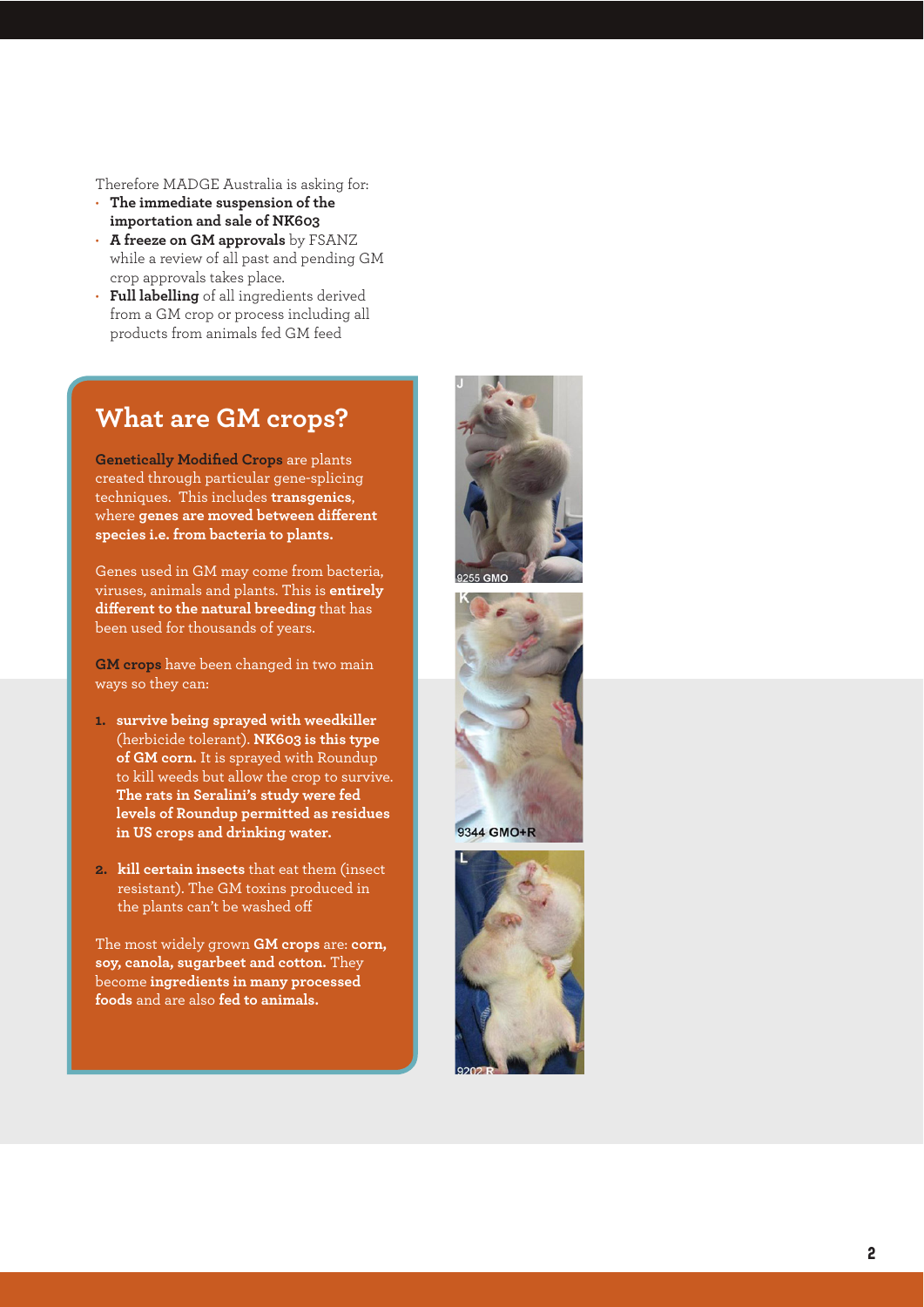Therefore MADGE Australia is asking for:

- **The immediate suspension of the importation and sale of NK603**
- **A freeze on GM approvals** by FSANZ while a review of all past and pending GM crop approvals takes place.
- **Full labelling** of all ingredients derived from a GM crop or process including all products from animals fed GM feed

## What are GM crops?

**Genetically Modified Crops** are plants created through particular gene-splicing techniques. This includes **transgenics**, where **genes are moved between different species i.e. from bacteria to plants.**

Genes used in GM may come from bacteria, viruses, animals and plants. This is **entirely different to the natural breeding** that has been used for thousands of years.

**GM crops** have been changed in two main ways so they can:

1. **survive being sprayed with weedkiller** (herbicide tolerant). **NK603 is this type of GM corn.** It is sprayed with Roundup to kill weeds but allow the crop to survive. **The rats in Seralini's study were fed levels of Roundup permitted as residues in US crops and drinking water.**

2. **kill certain insects** that eat them (insect resistant). The GM toxins produced in the plants can't be washed off

The most widely grown **GM crops** are: **corn, soy, canola, sugarbeet and cotton.** They become **ingredients in many processed foods** and are also **fed to animals.**

J

9255 GMO

K

9344 GMO+R

L

9202 R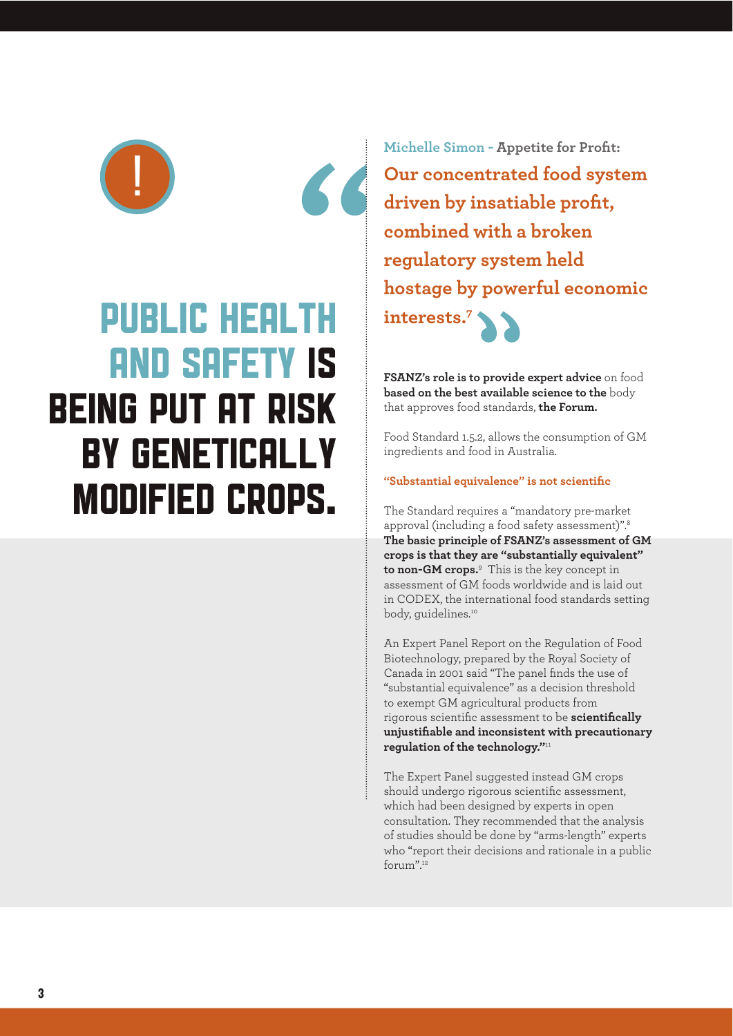# PUBLIC HEALTH AND SAFETY IS BEING PUT AT RISK BY GENETICALLY MODIFIED CROPS.

**Michelle Simon - Appetite for Profit:**

> **Our concentrated food system driven by insatiable profit, combined with a broken regulatory system held hostage by powerful economic interests.**[7]

**FSANZ's role is to provide expert advice** on food **based on the best available science to the** body that approves food standards, **the Forum.**

Food Standard 1.5.2, allows the consumption of GM ingredients and food in Australia.

**"Substantial equivalence" is not scientific**

The Standard requires a "mandatory pre-market approval (including a food safety assessment)".[8] **The basic principle of FSANZ's assessment of GM crops is that they are "substantially equivalent" to non-GM crops.**[9] This is the key concept in assessment of GM foods worldwide and is laid out in CODEX, the international food standards setting body, guidelines.[10]

An Expert Panel Report on the Regulation of Food Biotechnology, prepared by the Royal Society of Canada in 2001 said "The panel finds the use of "substantial equivalence" as a decision threshold to exempt GM agricultural products from rigorous scientific assessment to be **scientifically unjustifiable and inconsistent with precautionary regulation of the technology."**[11]

The Expert Panel suggested instead GM crops should undergo rigorous scientific assessment, which had been designed by experts in open consultation. They recommended that the analysis of studies should be done by "arms-length" experts who "report their decisions and rationale in a public forum".[12]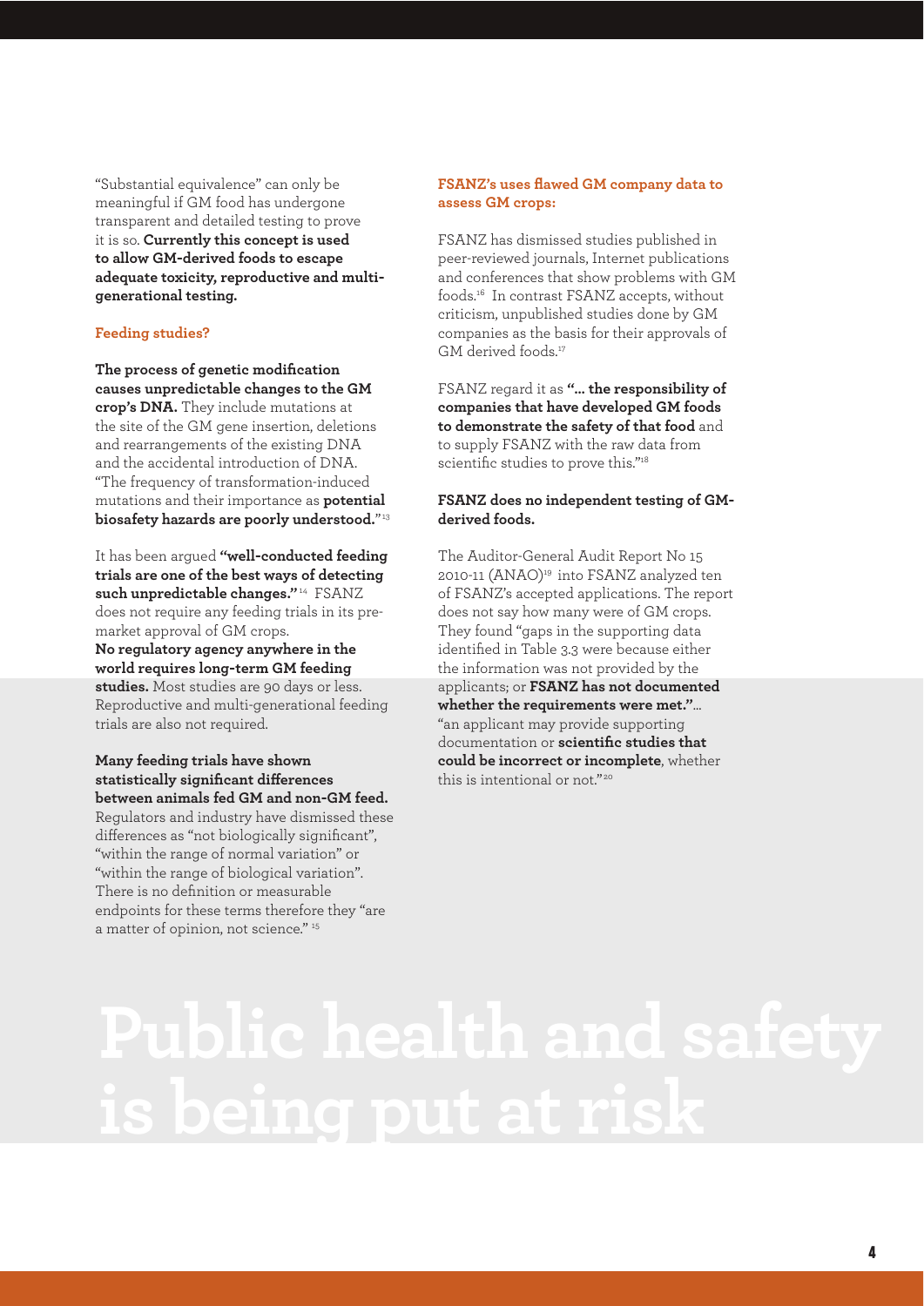"Substantial equivalence" can only be meaningful if GM food has undergone transparent and detailed testing to prove it is so. **Currently this concept is used to allow GM-derived foods to escape adequate toxicity, reproductive and multi-generational testing.**

### Feeding studies?

**The process of genetic modification causes unpredictable changes to the GM crop's DNA.** They include mutations at the site of the GM gene insertion, deletions and rearrangements of the existing DNA and the accidental introduction of DNA. "The frequency of transformation-induced mutations and their importance as **potential biosafety hazards are poorly understood.**"[13]

It has been argued **"well-conducted feeding trials are one of the best ways of detecting such unpredictable changes."**[14] FSANZ does not require any feeding trials in its pre-market approval of GM crops.

**No regulatory agency anywhere in the world requires long-term GM feeding studies.** Most studies are 90 days or less. Reproductive and multi-generational feeding trials are also not required.

**Many feeding trials have shown statistically significant differences between animals fed GM and non-GM feed.** Regulators and industry have dismissed these differences as "not biologically significant", "within the range of normal variation" or "within the range of biological variation". There is no definition or measurable endpoints for these terms therefore they "are a matter of opinion, not science." [15]

### FSANZ's uses flawed GM company data to assess GM crops:

FSANZ has dismissed studies published in peer-reviewed journals, Internet publications and conferences that show problems with GM foods.[16] In contrast FSANZ accepts, without criticism, unpublished studies done by GM companies as the basis for their approvals of GM derived foods.[17]

FSANZ regard it as **"… the responsibility of companies that have developed GM foods to demonstrate the safety of that food** and to supply FSANZ with the raw data from scientific studies to prove this."[18]

**FSANZ does no independent testing of GM-derived foods.**

The Auditor-General Audit Report No 15 2010-11 (ANAO)[19] into FSANZ analyzed ten of FSANZ's accepted applications. The report does not say how many were of GM crops. They found "gaps in the supporting data identified in Table 3.3 were because either the information was not provided by the applicants; or **FSANZ has not documented whether the requirements were met."**… "an applicant may provide supporting documentation or **scientific studies that could be incorrect or incomplete**, whether this is intentional or not."[20]

# Public health and safety is being put at risk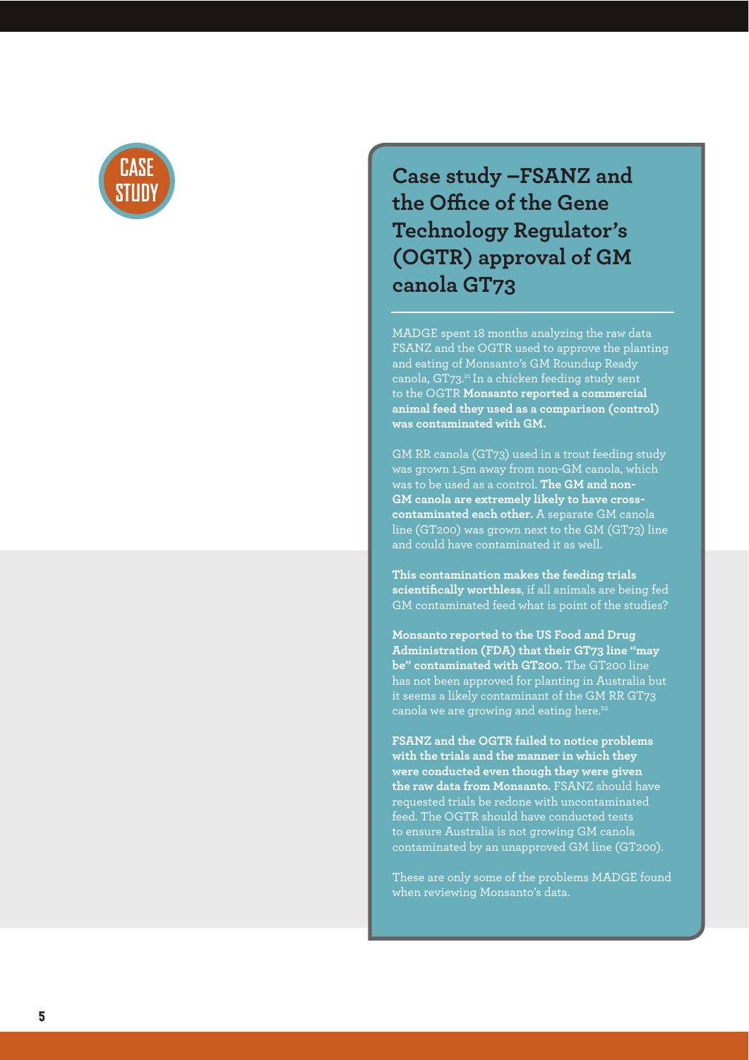CASE STUDY

## Case study –FSANZ and the Office of the Gene Technology Regulator's (OGTR) approval of GM canola GT73

MADGE spent 18 months analyzing the raw data FSANZ and the OGTR used to approve the planting and eating of Monsanto's GM Roundup Ready canola, GT73.[21] In a chicken feeding study sent to the OGTR **Monsanto reported a commercial animal feed they used as a comparison (control) was contaminated with GM.**

GM RR canola (GT73) used in a trout feeding study was grown 1.5m away from non-GM canola, which was to be used as a control. **The GM and non-GM canola are extremely likely to have cross-contaminated each other.** A separate GM canola line (GT200) was grown next to the GM (GT73) line and could have contaminated it as well.

**This contamination makes the feeding trials scientifically worthless**, if all animals are being fed GM contaminated feed what is point of the studies?

**Monsanto reported to the US Food and Drug Administration (FDA) that their GT73 line "may be" contaminated with GT200.** The GT200 line has not been approved for planting in Australia but it seems a likely contaminant of the GM RR GT73 canola we are growing and eating here.[22]

**FSANZ and the OGTR failed to notice problems with the trials and the manner in which they were conducted even though they were given the raw data from Monsanto.** FSANZ should have requested trials be redone with uncontaminated feed. The OGTR should have conducted tests to ensure Australia is not growing GM canola contaminated by an unapproved GM line (GT200).

These are only some of the problems MADGE found when reviewing Monsanto's data.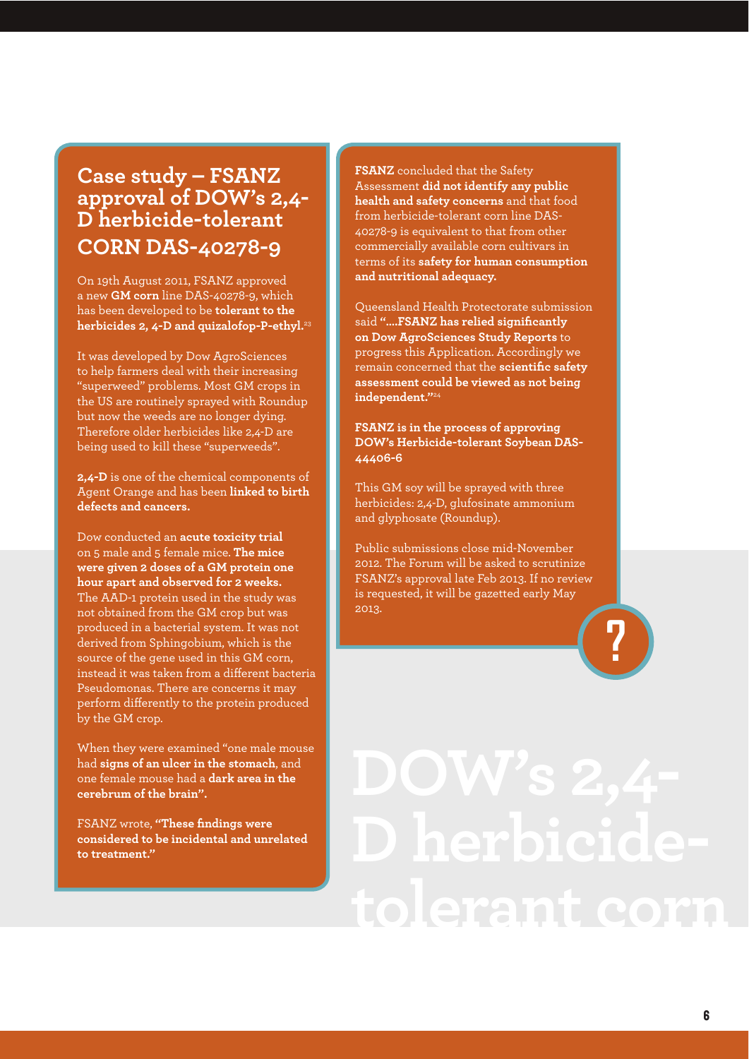## Case study – FSANZ approval of DOW's 2,4-D herbicide-tolerant CORN DAS-40278-9

On 19th August 2011, FSANZ approved a new **GM corn** line DAS-40278-9, which has been developed to be **tolerant to the herbicides 2, 4-D and quizalofop-P-ethyl.**[23]

It was developed by Dow AgroSciences to help farmers deal with their increasing "superweed" problems. Most GM crops in the US are routinely sprayed with Roundup but now the weeds are no longer dying. Therefore older herbicides like 2,4-D are being used to kill these "superweeds".

**2,4-D** is one of the chemical components of Agent Orange and has been **linked to birth defects and cancers.**

Dow conducted an **acute toxicity trial** on 5 male and 5 female mice. **The mice were given 2 doses of a GM protein one hour apart and observed for 2 weeks.** The AAD-1 protein used in the study was not obtained from the GM crop but was produced in a bacterial system. It was not derived from Sphingobium, which is the source of the gene used in this GM corn, instead it was taken from a different bacteria Pseudomonas. There are concerns it may perform differently to the protein produced by the GM crop.

When they were examined "one male mouse had **signs of an ulcer in the stomach**, and one female mouse had a **dark area in the cerebrum of the brain".**

FSANZ wrote, **"These findings were considered to be incidental and unrelated to treatment."**

**FSANZ** concluded that the Safety Assessment **did not identify any public health and safety concerns** and that food from herbicide-tolerant corn line DAS-40278-9 is equivalent to that from other commercially available corn cultivars in terms of its **safety for human consumption and nutritional adequacy.**

Queensland Health Protectorate submission said **"....FSANZ has relied significantly on Dow AgroSciences Study Reports** to progress this Application. Accordingly we remain concerned that the **scientific safety assessment could be viewed as not being independent."**[24]

**FSANZ is in the process of approving DOW's Herbicide-tolerant Soybean DAS-44406-6**

This GM soy will be sprayed with three herbicides: 2,4-D, glufosinate ammonium and glyphosate (Roundup).

Public submissions close mid-November 2012. The Forum will be asked to scrutinize FSANZ's approval late Feb 2013. If no review is requested, it will be gazetted early May 2013.

?

# DOW's 2,4-D herbicide-tolerant corn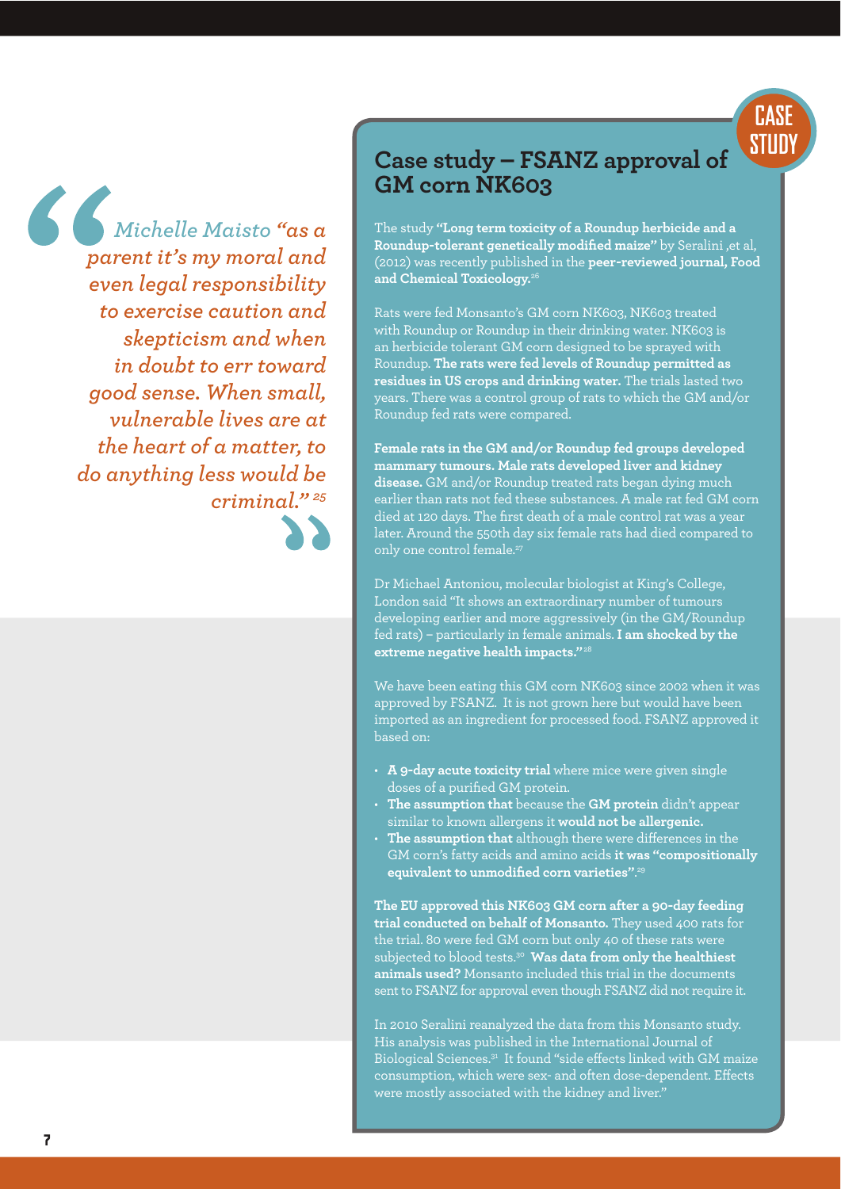> *Michelle Maisto "as a parent it's my moral and even legal responsibility to exercise caution and skepticism and when in doubt to err toward good sense. When small, vulnerable lives are at the heart of a matter, to do anything less would be criminal."* [25]

CASE STUDY

## Case study – FSANZ approval of GM corn NK603

The study **"Long term toxicity of a Roundup herbicide and a Roundup-tolerant genetically modified maize"** by Seralini ,et al, (2012) was recently published in the **peer-reviewed journal, Food and Chemical Toxicology.**[26]

Rats were fed Monsanto's GM corn NK603, NK603 treated with Roundup or Roundup in their drinking water. NK603 is an herbicide tolerant GM corn designed to be sprayed with Roundup. **The rats were fed levels of Roundup permitted as residues in US crops and drinking water.** The trials lasted two years. There was a control group of rats to which the GM and/or Roundup fed rats were compared.

**Female rats in the GM and/or Roundup fed groups developed mammary tumours. Male rats developed liver and kidney disease.** GM and/or Roundup treated rats began dying much earlier than rats not fed these substances. A male rat fed GM corn died at 120 days. The first death of a male control rat was a year later. Around the 550th day six female rats had died compared to only one control female.[27]

Dr Michael Antoniou, molecular biologist at King's College, London said "It shows an extraordinary number of tumours developing earlier and more aggressively (in the GM/Roundup fed rats) – particularly in female animals. **I am shocked by the extreme negative health impacts."**[28]

We have been eating this GM corn NK603 since 2002 when it was approved by FSANZ. It is not grown here but would have been imported as an ingredient for processed food. FSANZ approved it based on:

- **A 9-day acute toxicity trial** where mice were given single doses of a purified GM protein.
- **The assumption that** because the **GM protein** didn't appear similar to known allergens it **would not be allergenic.**
- **The assumption that** although there were differences in the GM corn's fatty acids and amino acids **it was "compositionally equivalent to unmodified corn varieties".**[29]

**The EU approved this NK603 GM corn after a 90-day feeding trial conducted on behalf of Monsanto.** They used 400 rats for the trial. 80 were fed GM corn but only 40 of these rats were subjected to blood tests.[30] **Was data from only the healthiest animals used?** Monsanto included this trial in the documents sent to FSANZ for approval even though FSANZ did not require it.

In 2010 Seralini reanalyzed the data from this Monsanto study. His analysis was published in the International Journal of Biological Sciences.[31] It found "side effects linked with GM maize consumption, which were sex- and often dose-dependent. Effects were mostly associated with the kidney and liver."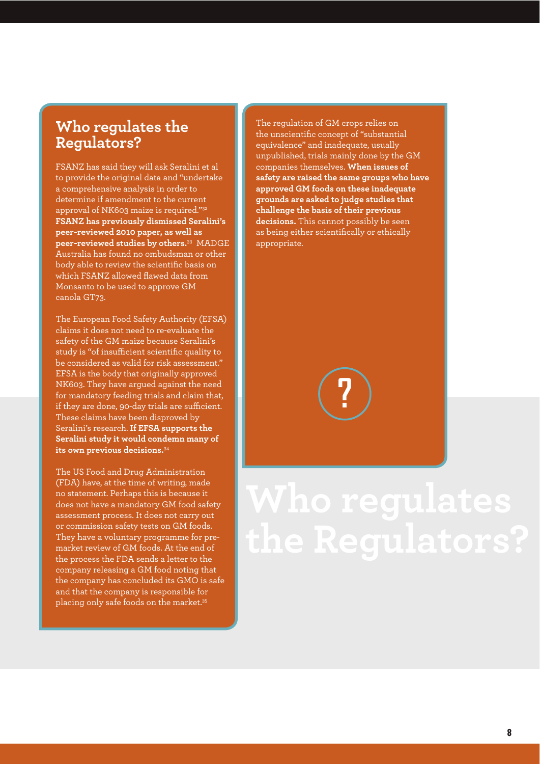## Who regulates the Regulators?

FSANZ has said they will ask Seralini et al to provide the original data and "undertake a comprehensive analysis in order to determine if amendment to the current approval of NK603 maize is required."[32] **FSANZ has previously dismissed Seralini's peer-reviewed 2010 paper, as well as peer-reviewed studies by others.**[33] MADGE Australia has found no ombudsman or other body able to review the scientific basis on which FSANZ allowed flawed data from Monsanto to be used to approve GM canola GT73.

The European Food Safety Authority (EFSA) claims it does not need to re-evaluate the safety of the GM maize because Seralini's study is "of insufficient scientific quality to be considered as valid for risk assessment." EFSA is the body that originally approved NK603. They have argued against the need for mandatory feeding trials and claim that, if they are done, 90-day trials are sufficient. These claims have been disproved by Seralini's research. **If EFSA supports the Seralini study it would condemn many of its own previous decisions.**[34]

The US Food and Drug Administration (FDA) have, at the time of writing, made no statement. Perhaps this is because it does not have a mandatory GM food safety assessment process. It does not carry out or commission safety tests on GM foods. They have a voluntary programme for pre-market review of GM foods. At the end of the process the FDA sends a letter to the company releasing a GM food noting that the company has concluded its GMO is safe and that the company is responsible for placing only safe foods on the market.[35]

The regulation of GM crops relies on the unscientific concept of "substantial equivalence" and inadequate, usually unpublished, trials mainly done by the GM companies themselves. **When issues of safety are raised the same groups who have approved GM foods on these inadequate grounds are asked to judge studies that challenge the basis of their previous decisions.** This cannot possibly be seen as being either scientifically or ethically appropriate.

# Who regulates the Regulators?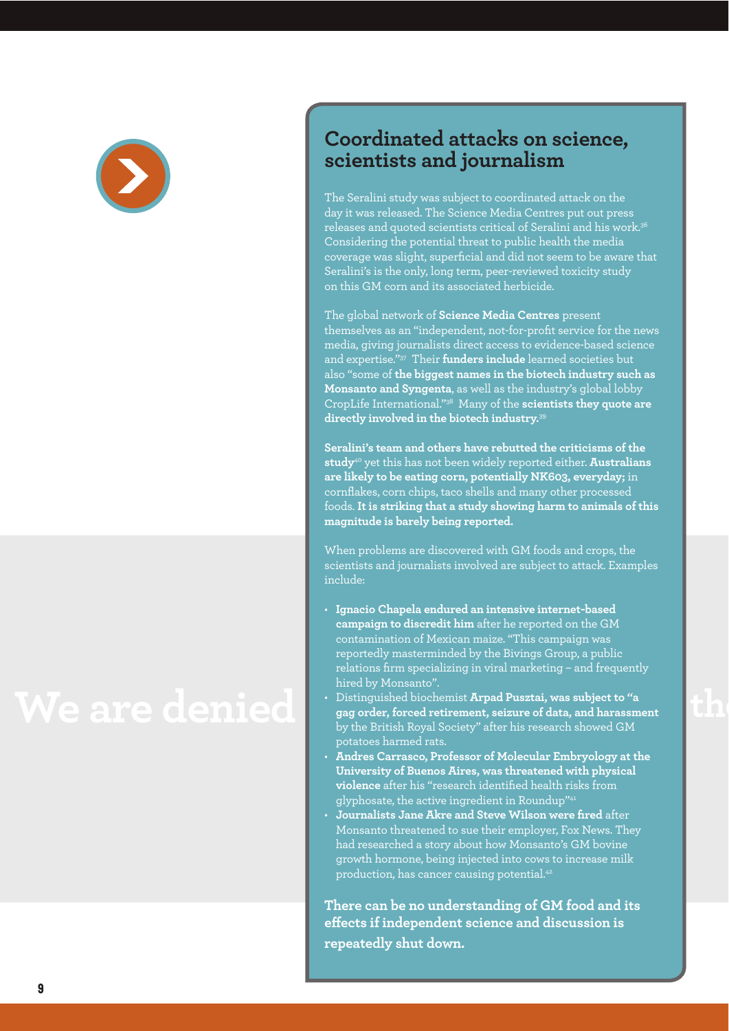## Coordinated attacks on science, scientists and journalism

The Seralini study was subject to coordinated attack on the day it was released. The Science Media Centres put out press releases and quoted scientists critical of Seralini and his work.[36] Considering the potential threat to public health the media coverage was slight, superficial and did not seem to be aware that Seralini's is the only, long term, peer-reviewed toxicity study on this GM corn and its associated herbicide.

The global network of **Science Media Centres** present themselves as an "independent, not-for-profit service for the news media, giving journalists direct access to evidence-based science and expertise."[37] Their **funders include** learned societies but also "some of **the biggest names in the biotech industry such as Monsanto and Syngenta**, as well as the industry's global lobby CropLife International."[38] Many of the **scientists they quote are directly involved in the biotech industry.**[39]

**Seralini's team and others have rebutted the criticisms of the study**[40] yet this has not been widely reported either. **Australians are likely to be eating corn, potentially NK603, everyday;** in cornflakes, corn chips, taco shells and many other processed foods. **It is striking that a study showing harm to animals of this magnitude is barely being reported.**

When problems are discovered with GM foods and crops, the scientists and journalists involved are subject to attack. Examples include:

- **Ignacio Chapela endured an intensive internet-based campaign to discredit him** after he reported on the GM contamination of Mexican maize. "This campaign was reportedly masterminded by the Bivings Group, a public relations firm specializing in viral marketing – and frequently hired by Monsanto".
- Distinguished biochemist **Arpad Pusztai, was subject to "a gag order, forced retirement, seizure of data, and harassment** by the British Royal Society" after his research showed GM potatoes harmed rats.
- **Andres Carrasco, Professor of Molecular Embryology at the University of Buenos Aires, was threatened with physical violence** after his "research identified health risks from glyphosate, the active ingredient in Roundup"[41]
- **Journalists Jane Akre and Steve Wilson were fired** after Monsanto threatened to sue their employer, Fox News. They had researched a story about how Monsanto's GM bovine growth hormone, being injected into cows to increase milk production, has cancer causing potential.[42]

**There can be no understanding of GM food and its effects if independent science and discussion is repeatedly shut down.**

We are denied th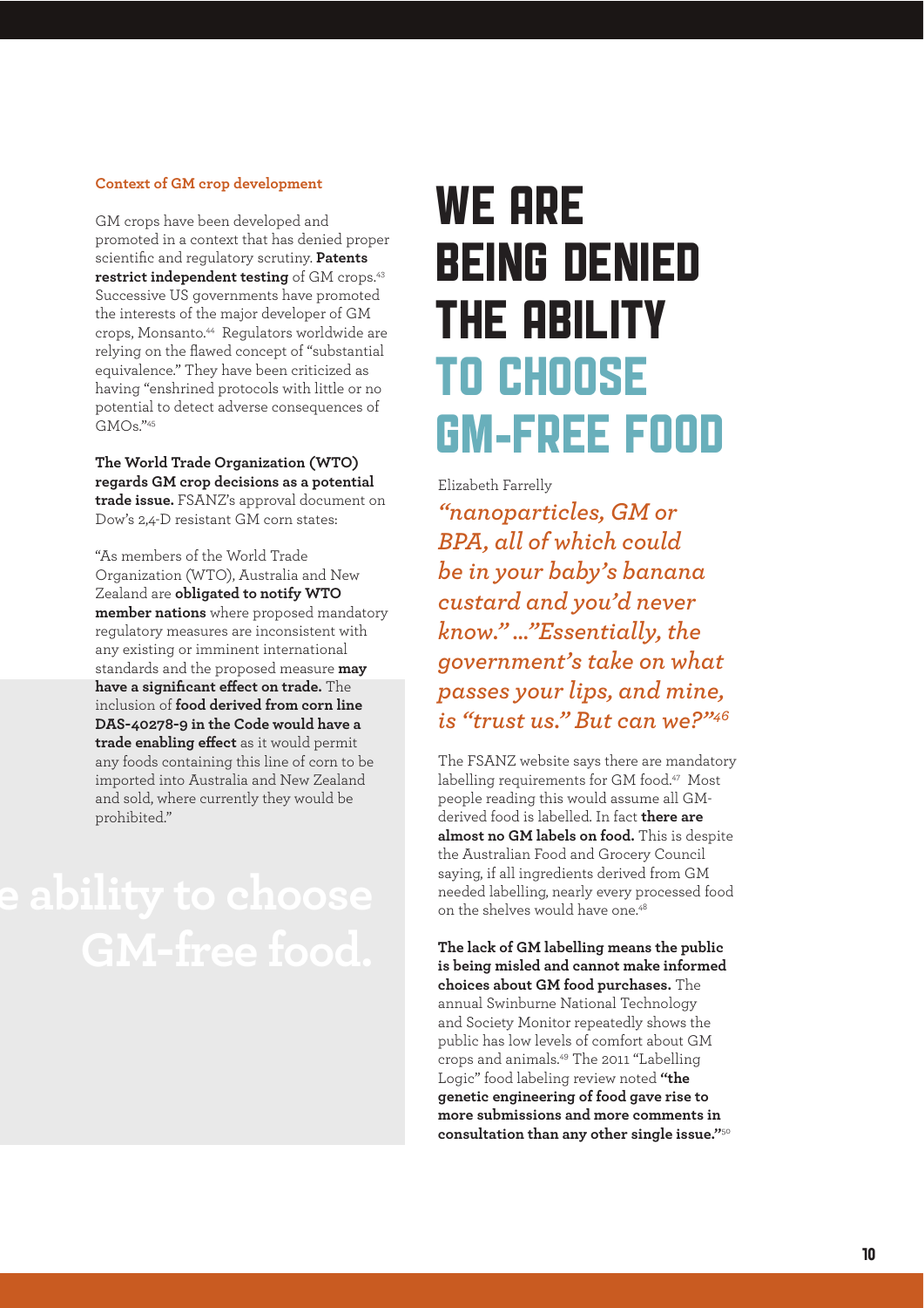### Context of GM crop development

GM crops have been developed and promoted in a context that has denied proper scientific and regulatory scrutiny. **Patents restrict independent testing** of GM crops.[43] Successive US governments have promoted the interests of the major developer of GM crops, Monsanto.[44] Regulators worldwide are relying on the flawed concept of "substantial equivalence." They have been criticized as having "enshrined protocols with little or no potential to detect adverse consequences of GMOs."[45]

**The World Trade Organization (WTO) regards GM crop decisions as a potential trade issue.** FSANZ's approval document on Dow's 2,4-D resistant GM corn states:

"As members of the World Trade Organization (WTO), Australia and New Zealand are **obligated to notify WTO member nations** where proposed mandatory regulatory measures are inconsistent with any existing or imminent international standards and the proposed measure **may have a significant effect on trade.** The inclusion of **food derived from corn line DAS-40278-9 in the Code would have a trade enabling effect** as it would permit any foods containing this line of corn to be imported into Australia and New Zealand and sold, where currently they would be prohibited."

# We are being denied the ability to choose GM-free food

Elizabeth Farrelly

*"nanoparticles, GM or BPA, all of which could be in your baby's banana custard and you'd never know." ..."Essentially, the government's take on what passes your lips, and mine, is "trust us." But can we?"*[46]

The FSANZ website says there are mandatory labelling requirements for GM food.[47] Most people reading this would assume all GM-derived food is labelled. In fact **there are almost no GM labels on food.** This is despite the Australian Food and Grocery Council saying, if all ingredients derived from GM needed labelling, nearly every processed food on the shelves would have one.[48]

**The lack of GM labelling means the public is being misled and cannot make informed choices about GM food purchases.** The annual Swinburne National Technology and Society Monitor repeatedly shows the public has low levels of comfort about GM crops and animals.[49] The 2011 "Labelling Logic" food labeling review noted **"the genetic engineering of food gave rise to more submissions and more comments in consultation than any other single issue."**[50]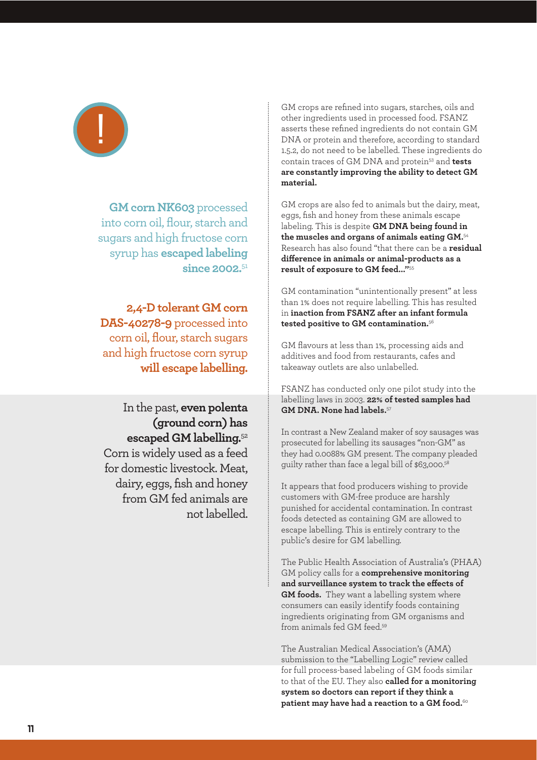!

**GM corn NK603** processed into corn oil, flour, starch and sugars and high fructose corn syrup has **escaped labeling since 2002.**[51]

**2,4-D tolerant GM corn DAS-40278-9** processed into corn oil, flour, starch sugars and high fructose corn syrup **will escape labelling.**

In the past, **even polenta (ground corn) has escaped GM labelling.**[52] Corn is widely used as a feed for domestic livestock. Meat, dairy, eggs, fish and honey from GM fed animals are not labelled.

GM crops are refined into sugars, starches, oils and other ingredients used in processed food. FSANZ asserts these refined ingredients do not contain GM DNA or protein and therefore, according to standard 1.5.2, do not need to be labelled. These ingredients do contain traces of GM DNA and protein[53] and **tests are constantly improving the ability to detect GM material.**

GM crops are also fed to animals but the dairy, meat, eggs, fish and honey from these animals escape labeling. This is despite **GM DNA being found in the muscles and organs of animals eating GM.**[54] Research has also found "that there can be a **residual difference in animals or animal-products as a result of exposure to GM feed..."**[55]

GM contamination "unintentionally present" at less than 1% does not require labelling. This has resulted in **inaction from FSANZ after an infant formula tested positive to GM contamination.**[56]

GM flavours at less than 1%, processing aids and additives and food from restaurants, cafes and takeaway outlets are also unlabelled.

FSANZ has conducted only one pilot study into the labelling laws in 2003. **22% of tested samples had GM DNA. None had labels.**[57]

In contrast a New Zealand maker of soy sausages was prosecuted for labelling its sausages "non-GM" as they had 0.0088% GM present. The company pleaded guilty rather than face a legal bill of $63,000.[58]

It appears that food producers wishing to provide customers with GM-free produce are harshly punished for accidental contamination. In contrast foods detected as containing GM are allowed to escape labelling. This is entirely contrary to the public's desire for GM labelling.

The Public Health Association of Australia's (PHAA) GM policy calls for a **comprehensive monitoring and surveillance system to track the effects of GM foods.** They want a labelling system where consumers can easily identify foods containing ingredients originating from GM organisms and from animals fed GM feed.[59]

The Australian Medical Association's (AMA) submission to the "Labelling Logic" review called for full process-based labeling of GM foods similar to that of the EU. They also **called for a monitoring system so doctors can report if they think a patient may have had a reaction to a GM food.**[60]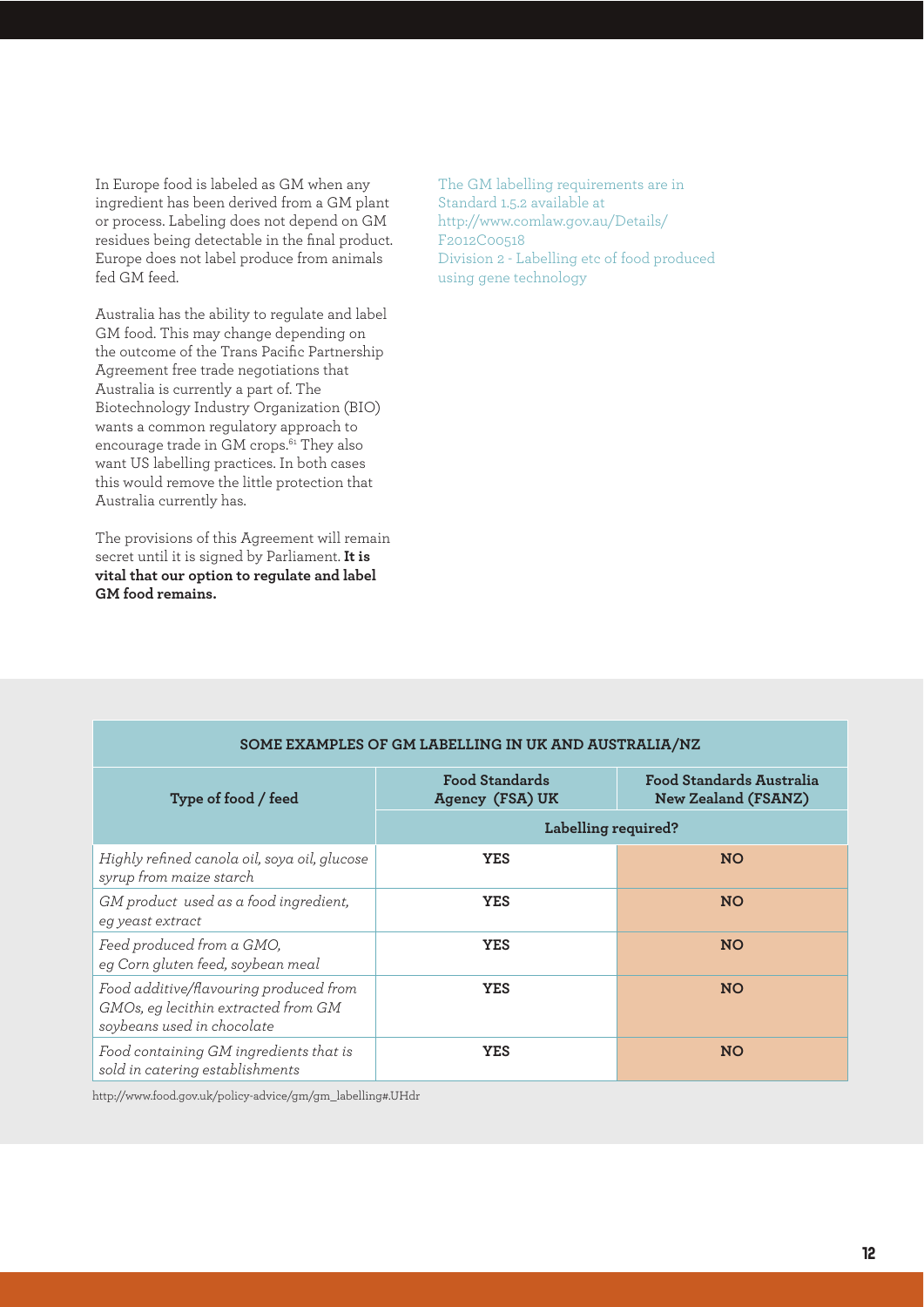In Europe food is labeled as GM when any ingredient has been derived from a GM plant or process. Labeling does not depend on GM residues being detectable in the final product. Europe does not label produce from animals fed GM feed.

Australia has the ability to regulate and label GM food. This may change depending on the outcome of the Trans Pacific Partnership Agreement free trade negotiations that Australia is currently a part of. The Biotechnology Industry Organization (BIO) wants a common regulatory approach to encourage trade in GM crops.[61] They also want US labelling practices. In both cases this would remove the little protection that Australia currently has.

The provisions of this Agreement will remain secret until it is signed by Parliament. **It is vital that our option to regulate and label GM food remains.**

The GM labelling requirements are in Standard 1.5.2 available at http://www.comlaw.gov.au/Details/F2012C00518
Division 2 - Labelling etc of food produced using gene technology

**SOME EXAMPLES OF GM LABELLING IN UK AND AUSTRALIA/NZ**

| Type of food / feed | Food Standards Agency (FSA) UK | Food Standards Australia New Zealand (FSANZ) |
|---|---|---|
| | Labelling required? | |
| *Highly refined canola oil, soya oil, glucose syrup from maize starch* | **YES** | **NO** |
| *GM product used as a food ingredient, eg yeast extract* | **YES** | **NO** |
| *Feed produced from a GMO, eg Corn gluten feed, soybean meal* | **YES** | **NO** |
| *Food additive/flavouring produced from GMOs, eg lecithin extracted from GM soybeans used in chocolate* | **YES** | **NO** |
| *Food containing GM ingredients that is sold in catering establishments* | **YES** | **NO** |

http://www.food.gov.uk/policy-advice/gm/gm_labelling#.UHdr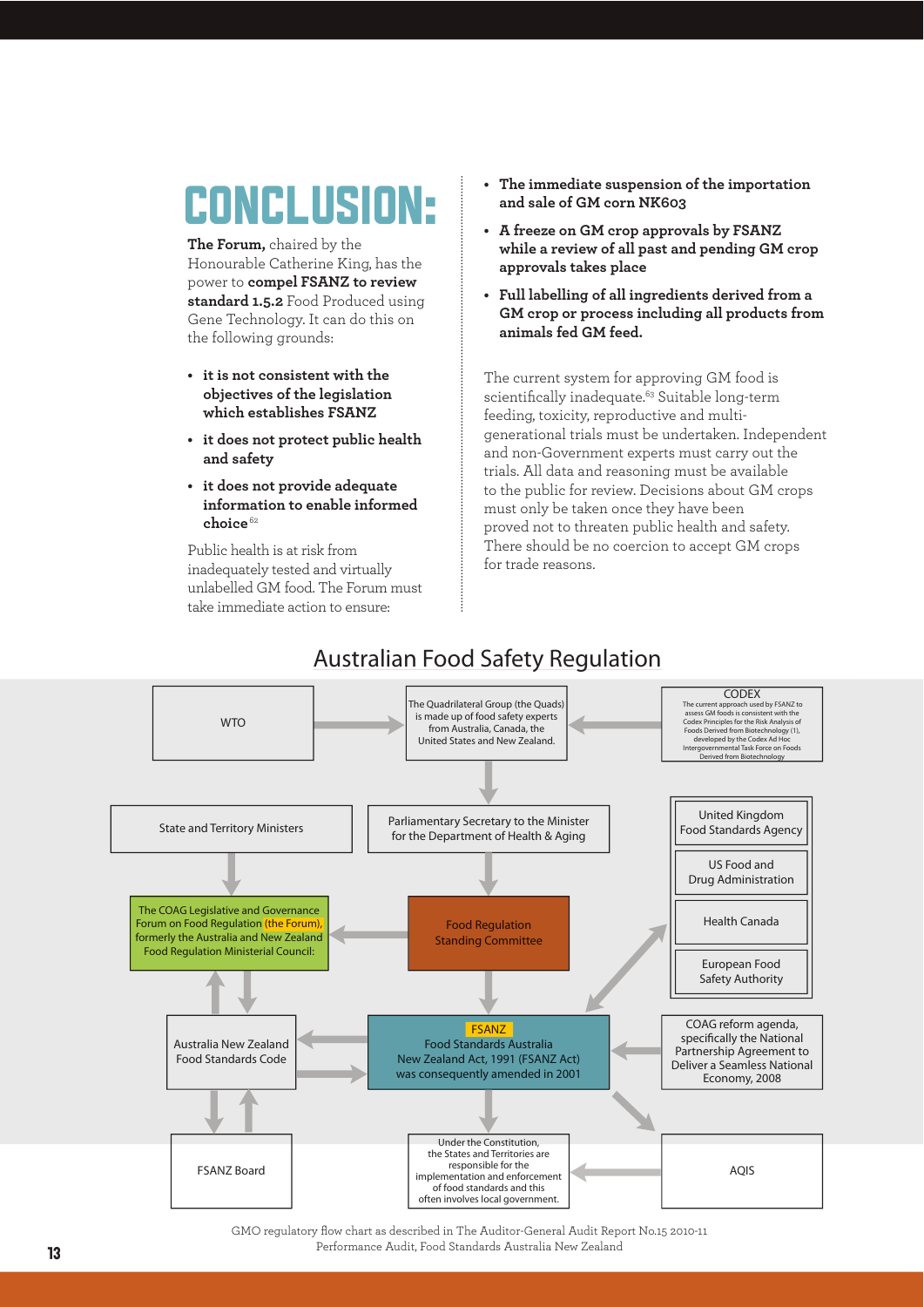# CONCLUSION:

**The Forum,** chaired by the Honourable Catherine King, has the power to **compel FSANZ to review standard 1.5.2** Food Produced using Gene Technology. It can do this on the following grounds:

- **it is not consistent with the objectives of the legislation which establishes FSANZ**
- **it does not protect public health and safety**
- **it does not provide adequate information to enable informed choice**[62]

Public health is at risk from inadequately tested and virtually unlabelled GM food. The Forum must take immediate action to ensure:

- **The immediate suspension of the importation and sale of GM corn NK603**
- **A freeze on GM crop approvals by FSANZ while a review of all past and pending GM crop approvals takes place**
- **Full labelling of all ingredients derived from a GM crop or process including all products from animals fed GM feed.**

The current system for approving GM food is scientifically inadequate.[63] Suitable long-term feeding, toxicity, reproductive and multi-generational trials must be undertaken. Independent and non-Government experts must carry out the trials. All data and reasoning must be available to the public for review. Decisions about GM crops must only be taken once they have been proved not to threaten public health and safety. There should be no coercion to accept GM crops for trade reasons.

## Australian Food Safety Regulation

WTO

The Quadrilateral Group (the Quads) is made up of food safety experts from Australia, Canada, the United States and New Zealand.

CODEX
The current approach used by FSANZ to assess GM foods is consistent with the Codex Principles for the Risk Analysis of Foods Derived from Biotechnology (1), developed by the Codex Ad Hoc Intergovernmental Task Force on Foods Derived from Biotechnology

State and Territory Ministers

Parliamentary Secretary to the Minister for the Department of Health & Aging

United Kingdom Food Standards Agency

US Food and Drug Administration

Health Canada

European Food Safety Authority

The COAG Legislative and Governance Forum on Food Regulation (the Forum), formerly the Australia and New Zealand Food Regulation Ministerial Council:

Food Regulation Standing Committee

Australia New Zealand Food Standards Code

FSANZ
Food Standards Australia New Zealand Act, 1991 (FSANZ Act) was consequently amended in 2001

COAG reform agenda, specifically the National Partnership Agreement to Deliver a Seamless National Economy, 2008

FSANZ Board

Under the Constitution, the States and Territories are responsible for the implementation and enforcement of food standards and this often involves local government.

AQIS

GMO regulatory flow chart as described in The Auditor-General Audit Report No.15 2010-11 Performance Audit, Food Standards Australia New Zealand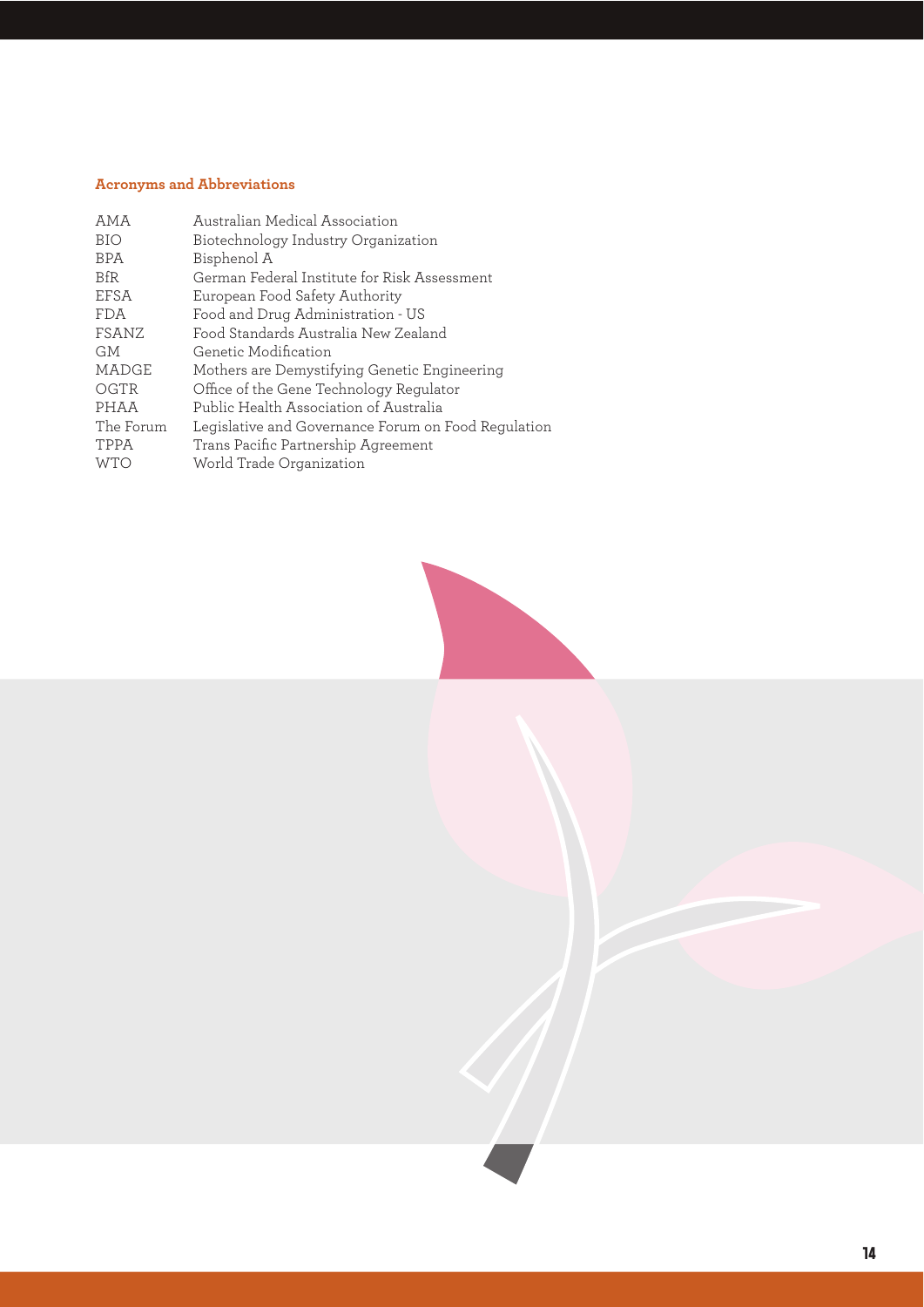## Acronyms and Abbreviations

| | |
|---|---|
| AMA | Australian Medical Association |
| BIO | Biotechnology Industry Organization |
| BPA | Bisphenol A |
| BfR | German Federal Institute for Risk Assessment |
| EFSA | European Food Safety Authority |
| FDA | Food and Drug Administration - US |
| FSANZ | Food Standards Australia New Zealand |
| GM | Genetic Modification |
| MADGE | Mothers are Demystifying Genetic Engineering |
| OGTR | Office of the Gene Technology Regulator |
| PHAA | Public Health Association of Australia |
| The Forum | Legislative and Governance Forum on Food Regulation |
| TPPA | Trans Pacific Partnership Agreement |
| WTO | World Trade Organization |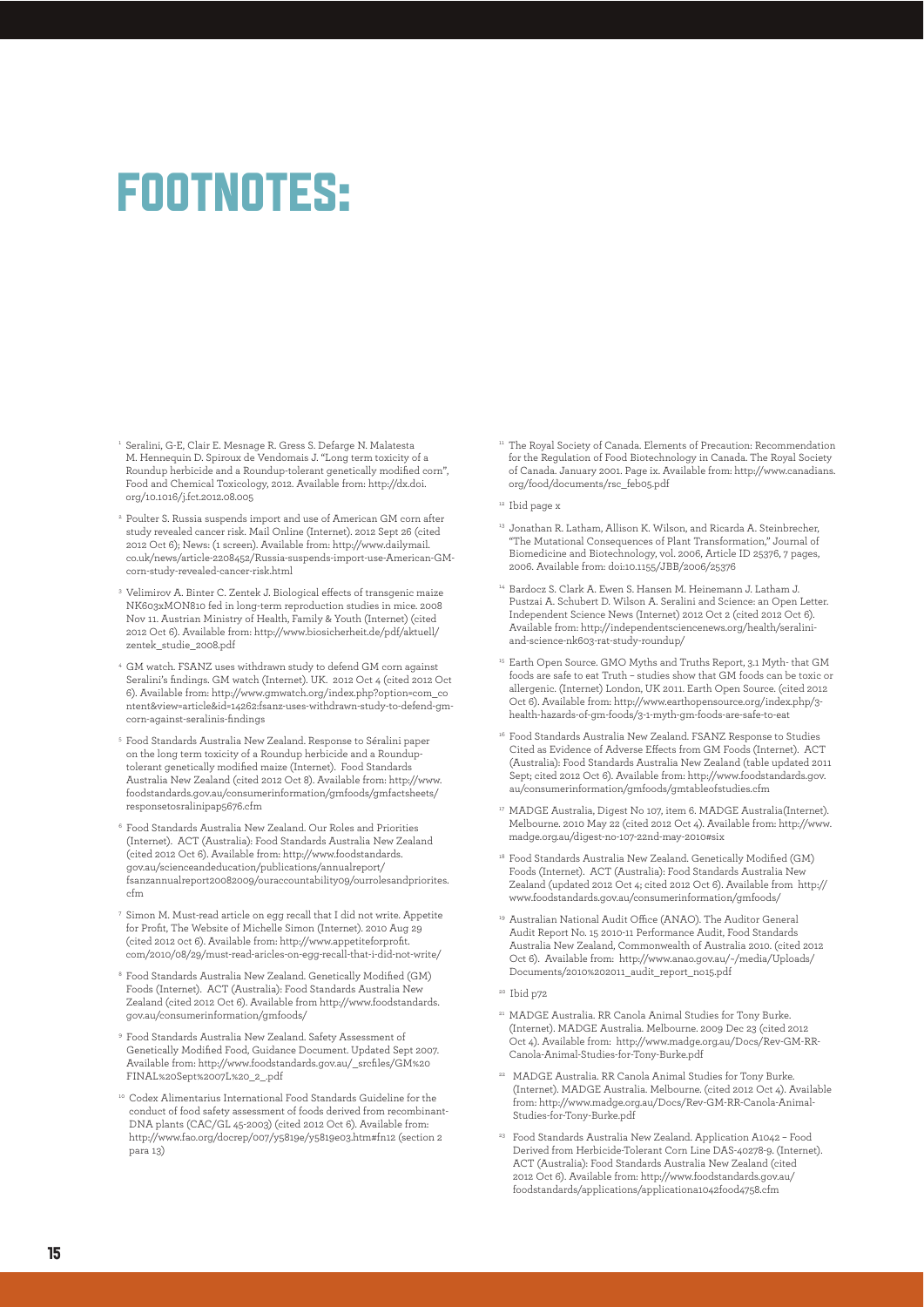# FOOTNOTES:

1. Seralini, G-E, Clair E. Mesnage R. Gress S. Defarge N. Malatesta M. Hennequin D. Spiroux de Vendomais J. "Long term toxicity of a Roundup herbicide and a Roundup-tolerant genetically modified corn", Food and Chemical Toxicology, 2012. Available from: http://dx.doi.org/10.1016/j.fct.2012.08.005

2. Poulter S. Russia suspends import and use of American GM corn after study revealed cancer risk. Mail Online (Internet). 2012 Sept 26 (cited 2012 Oct 6); News: (1 screen). Available from: http://www.dailymail.co.uk/news/article-2208452/Russia-suspends-import-use-American-GM-corn-study-revealed-cancer-risk.html

3. Velimirov A. Binter C. Zentek J. Biological effects of transgenic maize NK603xMON810 fed in long-term reproduction studies in mice. 2008 Nov 11. Austrian Ministry of Health, Family & Youth (Internet) (cited 2012 Oct 6). Available from: http://www.biosicherheit.de/pdf/aktuell/zentek_studie_2008.pdf

4. GM watch. FSANZ uses withdrawn study to defend GM corn against Seralini's findings. GM watch (Internet). UK. 2012 Oct 4 (cited 2012 Oct 6). Available from: http://www.gmwatch.org/index.php?option=com_content&view=article&id=14262:fsanz-uses-withdrawn-study-to-defend-gm-corn-against-seralinis-findings

5. Food Standards Australia New Zealand. Response to Séralini paper on the long term toxicity of a Roundup herbicide and a Roundup-tolerant genetically modified maize (Internet). Food Standards Australia New Zealand (cited 2012 Oct 8). Available from: http://www.foodstandards.gov.au/consumerinformation/gmfoods/gmfactsheets/responsetosralinipap5676.cfm

6. Food Standards Australia New Zealand. Our Roles and Priorities (Internet). ACT (Australia): Food Standards Australia New Zealand (cited 2012 Oct 6). Available from: http://www.foodstandards.gov.au/scienceandeducation/publications/annualreport/fsanzannualreport20082009/ouraccountability09/ourrolesandpriorites.cfm

7. Simon M. Must-read article on egg recall that I did not write. Appetite for Profit, The Website of Michelle Simon (Internet). 2010 Aug 29 (cited 2012 0ct 6). Available from: http://www.appetiteforprofit.com/2010/08/29/must-read-aricles-on-egg-recall-that-i-did-not-write/

8. Food Standards Australia New Zealand. Genetically Modified (GM) Foods (Internet). ACT (Australia): Food Standards Australia New Zealand (cited 2012 Oct 6). Available from http://www.foodstandards.gov.au/consumerinformation/gmfoods/

9. Food Standards Australia New Zealand. Safety Assessment of Genetically Modified Food, Guidance Document. Updated Sept 2007. Available from: http://www.foodstandards.gov.au/_srcfiles/GM%20FINAL%20Sept%2007L%20_2_.pdf

10. Codex Alimentarius International Food Standards Guideline for the conduct of food safety assessment of foods derived from recombinant-DNA plants (CAC/GL 45-2003) (cited 2012 Oct 6). Available from: http://www.fao.org/docrep/007/y5819e/y5819e03.htm#fn12 (section 2 para 13)

11. The Royal Society of Canada. Elements of Precaution: Recommendation for the Regulation of Food Biotechnology in Canada. The Royal Society of Canada. January 2001. Page ix. Available from: http://www.canadians.org/food/documents/rsc_feb05.pdf

12. Ibid page x

13. Jonathan R. Latham, Allison K. Wilson, and Ricarda A. Steinbrecher, "The Mutational Consequences of Plant Transformation," Journal of Biomedicine and Biotechnology, vol. 2006, Article ID 25376, 7 pages, 2006. Available from: doi:10.1155/JBB/2006/25376

14. Bardocz S. Clark A. Ewen S. Hansen M. Heinemann J. Latham J. Pustzai A. Schubert D. Wilson A. Seralini and Science: an Open Letter. Independent Science News (Internet) 2012 Oct 2 (cited 2012 Oct 6). Available from: http://independentsciencenews.org/health/seralini-and-science-nk603-rat-study-roundup/

15. Earth Open Source. GMO Myths and Truths Report, 3.1 Myth- that GM foods are safe to eat Truth – studies show that GM foods can be toxic or allergenic. (Internet) London, UK 2011. Earth Open Source. (cited 2012 Oct 6). Available from: http://www.earthopensource.org/index.php/3-health-hazards-of-gm-foods/3-1-myth-gm-foods-are-safe-to-eat

16. Food Standards Australia New Zealand. FSANZ Response to Studies Cited as Evidence of Adverse Effects from GM Foods (Internet). ACT (Australia): Food Standards Australia New Zealand (table updated 2011 Sept; cited 2012 Oct 6). Available from: http://www.foodstandards.gov.au/consumerinformation/gmfoods/gmtableofstudies.cfm

17. MADGE Australia, Digest No 107, item 6. MADGE Australia(Internet). Melbourne. 2010 May 22 (cited 2012 Oct 4). Available from: http://www.madge.org.au/digest-no-107-22nd-may-2010#six

18. Food Standards Australia New Zealand. Genetically Modified (GM) Foods (Internet). ACT (Australia): Food Standards Australia New Zealand (updated 2012 Oct 4; cited 2012 Oct 6). Available from http://www.foodstandards.gov.au/consumerinformation/gmfoods/

19. Australian National Audit Office (ANAO). The Auditor General Audit Report No. 15 2010-11 Performance Audit, Food Standards Australia New Zealand, Commonwealth of Australia 2010. (cited 2012 Oct 6). Available from: http://www.anao.gov.au/~/media/Uploads/Documents/2010%202011_audit_report_no15.pdf

20. Ibid p72

21. MADGE Australia. RR Canola Animal Studies for Tony Burke. (Internet). MADGE Australia. Melbourne. 2009 Dec 23 (cited 2012 Oct 4). Available from: http://www.madge.org.au/Docs/Rev-GM-RR-Canola-Animal-Studies-for-Tony-Burke.pdf

22. MADGE Australia. RR Canola Animal Studies for Tony Burke. (Internet). MADGE Australia. Melbourne. (cited 2012 Oct 4). Available from: http://www.madge.org.au/Docs/Rev-GM-RR-Canola-Animal-Studies-for-Tony-Burke.pdf

23. Food Standards Australia New Zealand. Application A1042 – Food Derived from Herbicide-Tolerant Corn Line DAS-40278-9. (Internet). ACT (Australia): Food Standards Australia New Zealand (cited 2012 Oct 6). Available from: http://www.foodstandards.gov.au/foodstandards/applications/applicationa1042food4758.cfm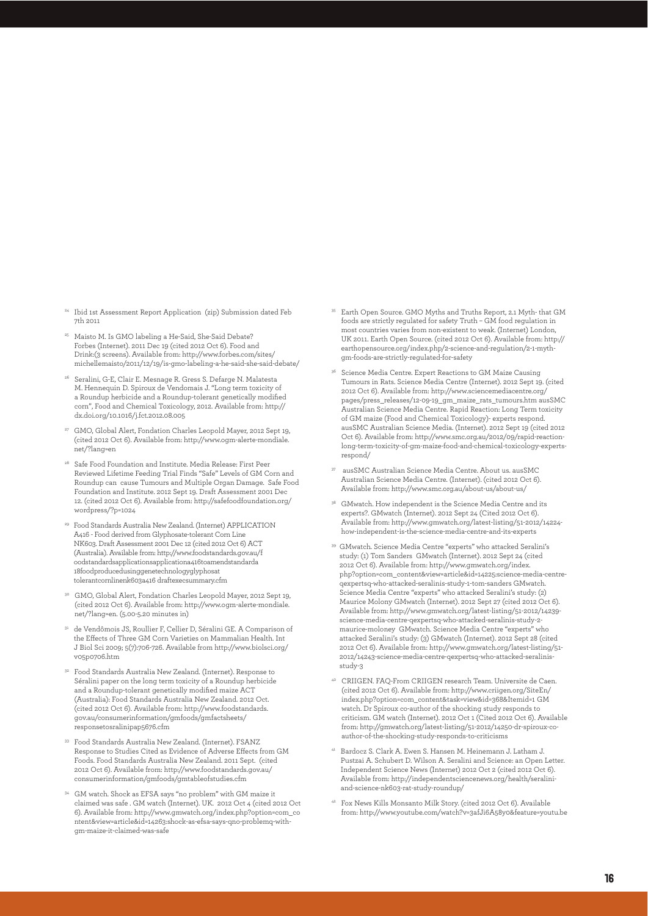[24] Ibid 1st Assessment Report Application (zip) Submission dated Feb 7th 2011

[25] Maisto M. Is GMO labeling a He-Said, She-Said Debate? Forbes (Internet). 2011 Dec 19 (cited 2012 Oct 6). Food and Drink:(3 screens). Available from: http://www.forbes.com/sites/michellemaisto/2011/12/19/is-gmo-labeling-a-he-said-she-said-debate/

[26] Seralini, G-E, Clair E. Mesnage R. Gress S. Defarge N. Malatesta M. Hennequin D. Spiroux de Vendomais J. "Long term toxicity of a Roundup herbicide and a Roundup-tolerant genetically modified corn", Food and Chemical Toxicology, 2012. Available from: http://dx.doi.org/10.1016/j.fct.2012.08.005

[27] GMO, Global Alert, Fondation Charles Leopold Mayer, 2012 Sept 19, (cited 2012 Oct 6). Available from: http://www.ogm-alerte-mondiale.net/?lang=en

[28] Safe Food Foundation and Institute. Media Release: First Peer Reviewed Lifetime Feeding Trial Finds "Safe" Levels of GM Corn and Roundup can cause Tumours and Multiple Organ Damage. Safe Food Foundation and Institute. 2012 Sept 19. Draft Assessment 2001 Dec 12. (cited 2012 Oct 6). Available from: http://safefoodfoundation.org/wordpress/?p=1024

[29] Food Standards Australia New Zealand. (Internet) APPLICATION A416 - Food derived from Glyphosate-tolerant Corn Line NK603. Draft Assessment 2001 Dec 12 (cited 2012 Oct 6) ACT (Australia). Available from: http://www.foodstandards.gov.au/foodstandardsapplicationsapplicationa416toamendstandarda18foodproducedusinggenetechnologyglyphosattolerantcornlinenk603a416 draftexecsummary.cfm

[30] GMO, Global Alert, Fondation Charles Leopold Mayer, 2012 Sept 19, (cited 2012 Oct 6). Available from: http://www.ogm-alerte-mondiale.net/?lang=en. (5.00-5.20 minutes in)

[31] de Vendômois JS, Roullier F, Cellier D, Séralini GE. A Comparison of the Effects of Three GM Corn Varieties on Mammalian Health. Int J Biol Sci 2009; 5(7):706-726. Available from http://www.biolsci.org/v05p0706.htm

[32] Food Standards Australia New Zealand. (Internet). Response to Séralini paper on the long term toxicity of a Roundup herbicide and a Roundup-tolerant genetically modified maize ACT (Australia): Food Standards Australia New Zealand. 2012 Oct. (cited 2012 Oct 6). Available from: http://www.foodstandards.gov.au/consumerinformation/gmfoods/gmfactsheets/responsetosralinipap5676.cfm

[33] Food Standards Australia New Zealand. (Internet). FSANZ Response to Studies Cited as Evidence of Adverse Effects from GM Foods. Food Standards Australia New Zealand. 2011 Sept. (cited 2012 Oct 6). Available from: http://www.foodstandards.gov.au/consumerinformation/gmfoods/gmtableofstudies.cfm

[34] GM watch. Shock as EFSA says "no problem" with GM maize it claimed was safe . GM watch (Internet). UK. 2012 Oct 4 (cited 2012 Oct 6). Available from: http://www.gmwatch.org/index.php?option=com_content&view=article&id=14263:shock-as-efsa-says-qno-problemq-with-gm-maize-it-claimed-was-safe

[35] Earth Open Source. GMO Myths and Truths Report, 2.1 Myth- that GM foods are strictly regulated for safety Truth – GM food regulation in most countries varies from non-existent to weak. (Internet) London, UK 2011. Earth Open Source. (cited 2012 Oct 6). Available from: http://earthopensource.org/index.php/2-science-and-regulation/2-1-myth-gm-foods-are-strictly-regulated-for-safety

[36] Science Media Centre. Expert Reactions to GM Maize Causing Tumours in Rats. Science Media Centre (Internet). 2012 Sept 19. (cited 2012 Oct 6). Available from: http://www.sciencemediacentre.org/pages/press_releases/12-09-19_gm_maize_rats_tumours.htm ausSMC Australian Science Media Centre. Rapid Reaction: Long Term toxicity of GM maize (Food and Chemical Toxicology)- experts respond. ausSMC Australian Science Media. (Internet). 2012 Sept 19 (cited 2012 Oct 6). Available from: http://www.smc.org.au/2012/09/rapid-reaction-long-term-toxicity-of-gm-maize-food-and-chemical-toxicology-experts-respond/

[37] ausSMC Australian Science Media Centre. About us. ausSMC Australian Science Media Centre. (Internet). (cited 2012 Oct 6). Available from: http://www.smc.org.au/about-us/about-us/

[38] GMwatch. How independent is the Science Media Centre and its experts?. GMwatch (Internet). 2012 Sept 24 (Cited 2012 Oct 6). Available from: http://www.gmwatch.org/latest-listing/51-2012/14224-how-independent-is-the-science-media-centre-and-its-experts

[39] GMwatch. Science Media Centre "experts" who attacked Seralini's study: (1) Tom Sanders GMwatch (Internet). 2012 Sept 24 (cited 2012 Oct 6). Available from: http://www.gmwatch.org/index.php?option=com_content&view=article&id=14225:science-media-centre-qexpertsq-who-attacked-seralinis-study-1-tom-sanders GMwatch. Science Media Centre "experts" who attacked Seralini's study: (2) Maurice Molony GMwatch (Internet). 2012 Sept 27 (cited 2012 Oct 6). Available from: http://www.gmwatch.org/latest-listing/51-2012/14239-science-media-centre-qexpertsq-who-attacked-seralinis-study-2-maurice-moloney GMwatch. Science Media Centre "experts" who attacked Seralini's study: (3) GMwatch (Internet). 2012 Sept 28 (cited 2012 Oct 6). Available from: http://www.gmwatch.org/latest-listing/51-2012/14243-science-media-centre-qexpertsq-who-attacked-seralinis-study-3

[40] CRIIGEN. FAQ-From CRIIGEN research Team. Universite de Caen. (cited 2012 Oct 6). Available from: http://www.criigen.org/SiteEn/index.php?option=com_content&task=view&id=368&Itemid=1 GM watch. Dr Spiroux co-author of the shocking study responds to criticism. GM watch (Internet). 2012 Oct 1 (Cited 2012 Oct 6). Available from: http://gmwatch.org/latest-listing/51-2012/14250-dr-spiroux-co-author-of-the-shocking-study-responds-to-criticisms

[41] Bardocz S. Clark A. Ewen S. Hansen M. Heinemann J. Latham J. Pustzai A. Schubert D. Wilson A. Seralini and Science: an Open Letter. Independent Science News (Internet) 2012 Oct 2 (cited 2012 Oct 6). Available from: http://independentsciencenews.org/health/seralini-and-science-nk603-rat-study-roundup/

[42] Fox News Kills Monsanto Milk Story. (cited 2012 Oct 6). Available from: http://www.youtube.com/watch?v=3afJi6A58y0&feature=youtu.be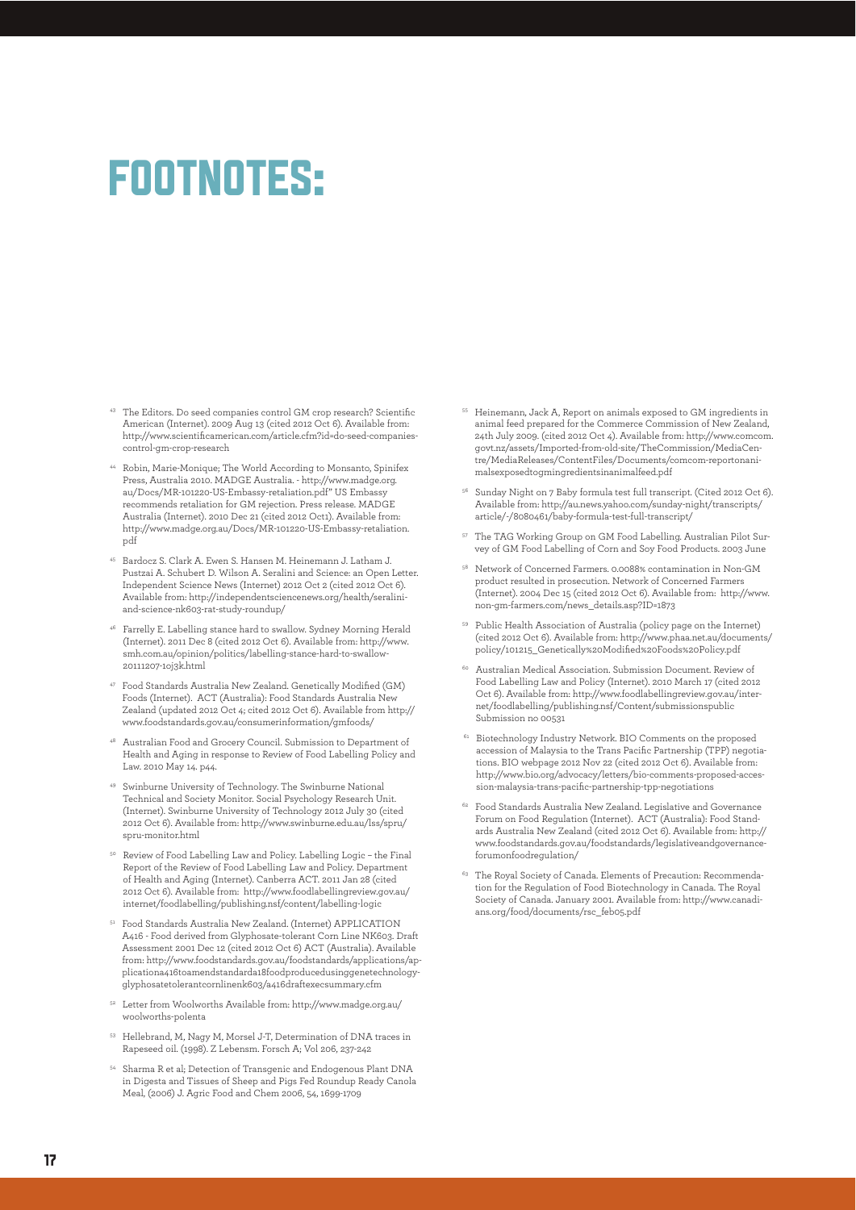# FOOTNOTES:

[43] The Editors. Do seed companies control GM crop research? Scientific American (Internet). 2009 Aug 13 (cited 2012 Oct 6). Available from: http://www.scientificamerican.com/article.cfm?id=do-seed-companies-control-gm-crop-research

[44] Robin, Marie-Monique; The World According to Monsanto, Spinifex Press, Australia 2010. MADGE Australia. - http://www.madge.org.au/Docs/MR-101220-US-Embassy-retaliation.pdf" US Embassy recommends retaliation for GM rejection. Press release. MADGE Australia (Internet). 2010 Dec 21 (cited 2012 Oct1). Available from: http://www.madge.org.au/Docs/MR-101220-US-Embassy-retaliation.pdf

[45] Bardocz S. Clark A. Ewen S. Hansen M. Heinemann J. Latham J. Pustzai A. Schubert D. Wilson A. Seralini and Science: an Open Letter. Independent Science News (Internet) 2012 Oct 2 (cited 2012 Oct 6). Available from: http://independentsciencenews.org/health/seralini-and-science-nk603-rat-study-roundup/

[46] Farrelly E. Labelling stance hard to swallow. Sydney Morning Herald (Internet). 2011 Dec 8 (cited 2012 Oct 6). Available from: http://www.smh.com.au/opinion/politics/labelling-stance-hard-to-swallow-20111207-1oj3k.html

[47] Food Standards Australia New Zealand. Genetically Modified (GM) Foods (Internet). ACT (Australia): Food Standards Australia New Zealand (updated 2012 Oct 4; cited 2012 Oct 6). Available from http://www.foodstandards.gov.au/consumerinformation/gmfoods/

[48] Australian Food and Grocery Council. Submission to Department of Health and Aging in response to Review of Food Labelling Policy and Law. 2010 May 14. p44.

[49] Swinburne University of Technology. The Swinburne National Technical and Society Monitor. Social Psychology Research Unit. (Internet). Swinburne University of Technology 2012 July 30 (cited 2012 Oct 6). Available from: http://www.swinburne.edu.au/lss/spru/spru-monitor.html

[50] Review of Food Labelling Law and Policy. Labelling Logic – the Final Report of the Review of Food Labelling Law and Policy. Department of Health and Aging (Internet). Canberra ACT. 2011 Jan 28 (cited 2012 Oct 6). Available from: http://www.foodlabellingreview.gov.au/internet/foodlabelling/publishing.nsf/content/labelling-logic

[51] Food Standards Australia New Zealand. (Internet) APPLICATION A416 - Food derived from Glyphosate-tolerant Corn Line NK603. Draft Assessment 2001 Dec 12 (cited 2012 Oct 6) ACT (Australia). Available from: http://www.foodstandards.gov.au/foodstandards/applications/applicationa416toamendstandarda18foodproducedusinggenetechnologyglyphosatetolerantcornlinenk603/a416draftexecsummary.cfm

[52] Letter from Woolworths Available from: http://www.madge.org.au/woolworths-polenta

[53] Hellebrand, M, Nagy M, Morsel J-T, Determination of DNA traces in Rapeseed oil. (1998). Z Lebensm. Forsch A; Vol 206, 237-242

[54] Sharma R et al; Detection of Transgenic and Endogenous Plant DNA in Digesta and Tissues of Sheep and Pigs Fed Roundup Ready Canola Meal, (2006) J. Agric Food and Chem 2006, 54, 1699-1709

[55] Heinemann, Jack A, Report on animals exposed to GM ingredients in animal feed prepared for the Commerce Commission of New Zealand, 24th July 2009. (cited 2012 Oct 4). Available from: http://www.comcom.govt.nz/assets/Imported-from-old-site/TheCommission/MediaCentre/MediaReleases/ContentFiles/Documents/comcom-reportonanimalsexposedtogmingredientsinanimalfeed.pdf

[56] Sunday Night on 7 Baby formula test full transcript. (Cited 2012 Oct 6). Available from: http://au.news.yahoo.com/sunday-night/transcripts/article/-/8080461/baby-formula-test-full-transcript/

[57] The TAG Working Group on GM Food Labelling. Australian Pilot Survey of GM Food Labelling of Corn and Soy Food Products. 2003 June

[58] Network of Concerned Farmers. 0.0088% contamination in Non-GM product resulted in prosecution. Network of Concerned Farmers (Internet). 2004 Dec 15 (cited 2012 Oct 6). Available from: http://www.non-gm-farmers.com/news_details.asp?ID=1873

[59] Public Health Association of Australia (policy page on the Internet) (cited 2012 Oct 6). Available from: http://www.phaa.net.au/documents/policy/101215_Genetically%20Modified%20Foods%20Policy.pdf

[60] Australian Medical Association. Submission Document. Review of Food Labelling Law and Policy (Internet). 2010 March 17 (cited 2012 Oct 6). Available from: http://www.foodlabellingreview.gov.au/internet/foodlabelling/publishing.nsf/Content/submissionspublic Submission no 00531

[61] Biotechnology Industry Network. BIO Comments on the proposed accession of Malaysia to the Trans Pacific Partnership (TPP) negotiations. BIO webpage 2012 Nov 22 (cited 2012 Oct 6). Available from: http://www.bio.org/advocacy/letters/bio-comments-proposed-accession-malaysia-trans-pacific-partnership-tpp-negotiations

[62] Food Standards Australia New Zealand. Legislative and Governance Forum on Food Regulation (Internet). ACT (Australia): Food Standards Australia New Zealand (cited 2012 Oct 6). Available from: http://www.foodstandards.gov.au/foodstandards/legislativeandgovernanceforumonfoodregulation/

[63] The Royal Society of Canada. Elements of Precaution: Recommendation for the Regulation of Food Biotechnology in Canada. The Royal Society of Canada. January 2001. Available from: http://www.canadians.org/food/documents/rsc_feb05.pdf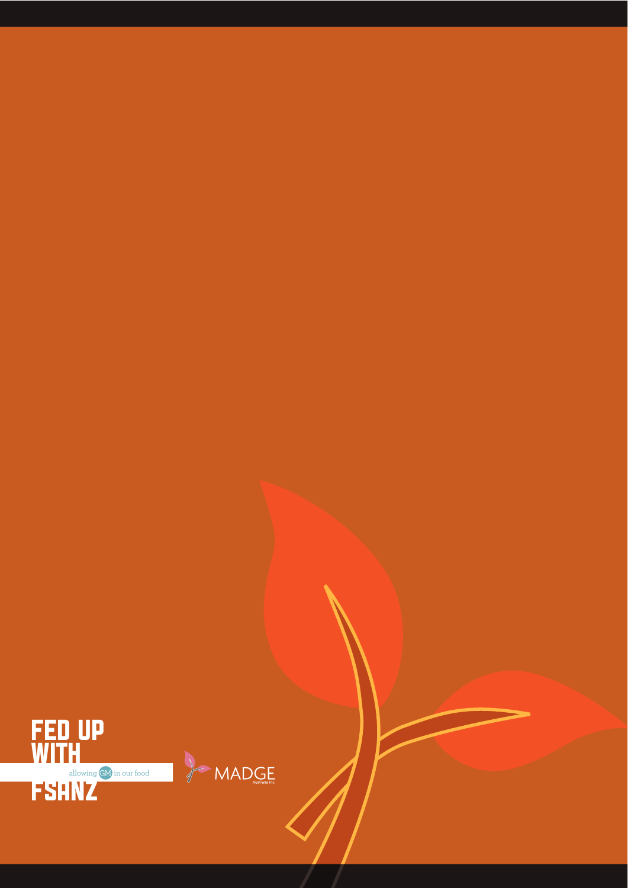FED UP WITH FSANZ

allowing GM in our food

MADGE

Australia Inc.